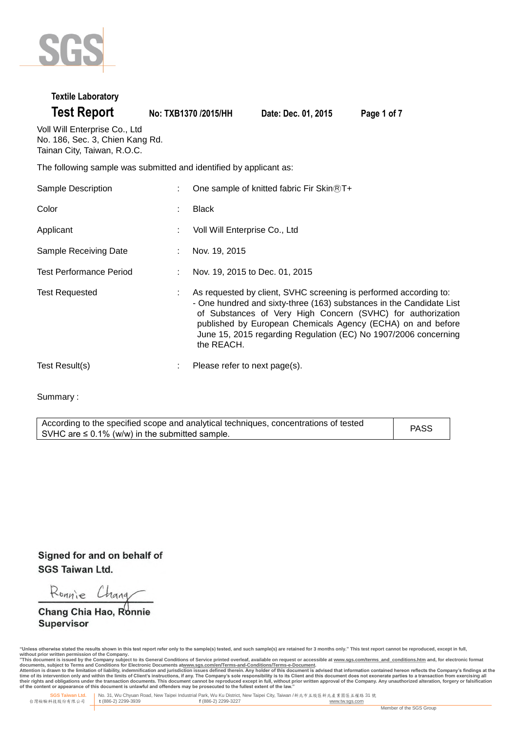Textile Laboratory

# Test Report

**No: TXB1370 /2015/HH** **Date: Dec. 01, 2015**

Voll Will Enterprise Co., Ltd
No. 186, Sec. 3, Chien Kang Rd.
Tainan City, Taiwan, R.O.C.

The following sample was submitted and identified by applicant as:

| | | |
|---|---|---|
| Sample Description | : | One sample of knitted fabric Fir Skin®T+ |
| Color | : | Black |
| Applicant | : | Voll Will Enterprise Co., Ltd |
| Sample Receiving Date | : | Nov. 19, 2015 |
| Test Performance Period | : | Nov. 19, 2015 to Dec. 01, 2015 |
| Test Requested | : | As requested by client, SVHC screening is performed according to: - One hundred and sixty-three (163) substances in the Candidate List of Substances of Very High Concern (SVHC) for authorization published by European Chemicals Agency (ECHA) on and before June 15, 2015 regarding Regulation (EC) No 1907/2006 concerning the REACH. |
| Test Result(s) | : | Please refer to next page(s). |

Summary :

| | |
|---|---|
| According to the specified scope and analytical techniques, concentrations of tested SVHC are ≤ 0.1% (w/w) in the submitted sample. | PASS |

**Signed for and on behalf of**
**SGS Taiwan Ltd.**

Ronnie Chang

**Chang Chia Hao, Ronnie**
**Supervisor**

"Unless otherwise stated the results shown in this test report refer only to the sample(s) tested, and such sample(s) are retained for 3 months only." This test report cannot be reproduced, except in full, without prior written permission of the Company.
"This document is issued by the Company subject to its General Conditions of Service printed overleaf, available on request or accessible at www.sgs.com/terms_and_conditions.htm and, for electronic format documents, subject to Terms and Conditions for Electronic Documents at www.sgs.com/en/Terms-and-Conditions/Terms-e-Document.
Attention is drawn to the limitation of liability, indemnification and jurisdiction issues defined therein. Any holder of this document is advised that information contained hereon reflects the Company's findings at the time of its intervention only and within the limits of Client's instructions, if any. The Company's sole responsibility is to its Client and this document does not exonerate parties to a transaction from exercising all their rights and obligations under the transaction documents. This document cannot be reproduced except in full, without prior written approval of the Company. Any unauthorized alteration, forgery or falsification of the content or appearance of this document is unlawful and offenders may be prosecuted to the fullest extent of the law."

SGS Taiwan Ltd. 台灣檢驗科技股份有限公司 | No. 31, Wu Chyuan Road, New Taipei Industrial Park, Wu Ku District, New Taipei City, Taiwan /新北市五股區新北產業園區五權路31號 t (886-2) 2299-3939 f (886-2) 2299-3227 www.tw.sgs.com

Member of the SGS Group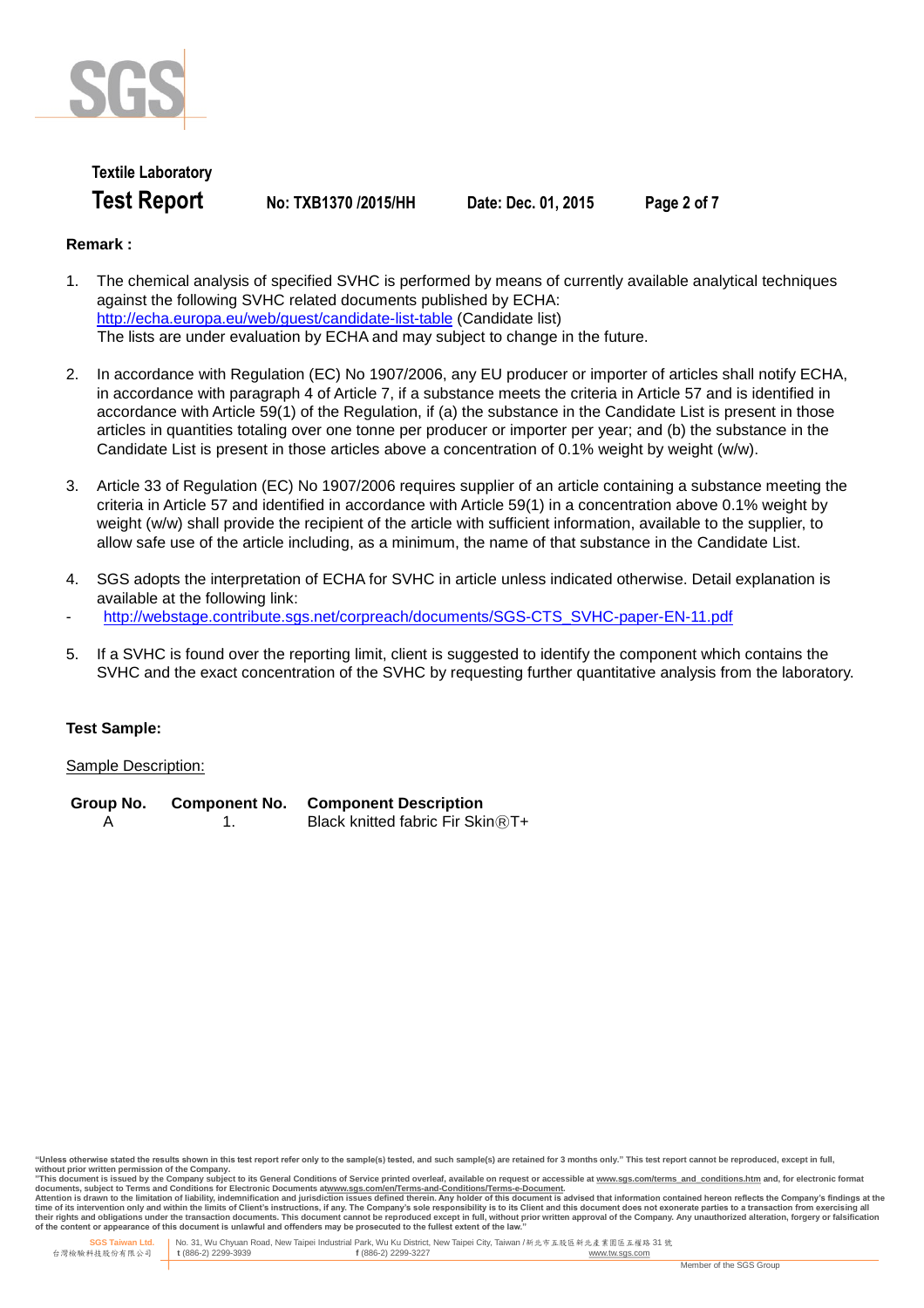**Remark :**

1. The chemical analysis of specified SVHC is performed by means of currently available analytical techniques against the following SVHC related documents published by ECHA:
   http://echa.europa.eu/web/guest/candidate-list-table (Candidate list)
   The lists are under evaluation by ECHA and may subject to change in the future.

2. In accordance with Regulation (EC) No 1907/2006, any EU producer or importer of articles shall notify ECHA, in accordance with paragraph 4 of Article 7, if a substance meets the criteria in Article 57 and is identified in accordance with Article 59(1) of the Regulation, if (a) the substance in the Candidate List is present in those articles in quantities totaling over one tonne per producer or importer per year; and (b) the substance in the Candidate List is present in those articles above a concentration of 0.1% weight by weight (w/w).

3. Article 33 of Regulation (EC) No 1907/2006 requires supplier of an article containing a substance meeting the criteria in Article 57 and identified in accordance with Article 59(1) in a concentration above 0.1% weight by weight (w/w) shall provide the recipient of the article with sufficient information, available to the supplier, to allow safe use of the article including, as a minimum, the name of that substance in the Candidate List.

4. SGS adopts the interpretation of ECHA for SVHC in article unless indicated otherwise. Detail explanation is available at the following link:

- http://webstage.contribute.sgs.net/corpreach/documents/SGS-CTS_SVHC-paper-EN-11.pdf

5. If a SVHC is found over the reporting limit, client is suggested to identify the component which contains the SVHC and the exact concentration of the SVHC by requesting further quantitative analysis from the laboratory.

**Test Sample:**

Sample Description:

| Group No. | Component No. | Component Description |
|---|---|---|
| A | 1. | Black knitted fabric Fir Skin®T+ |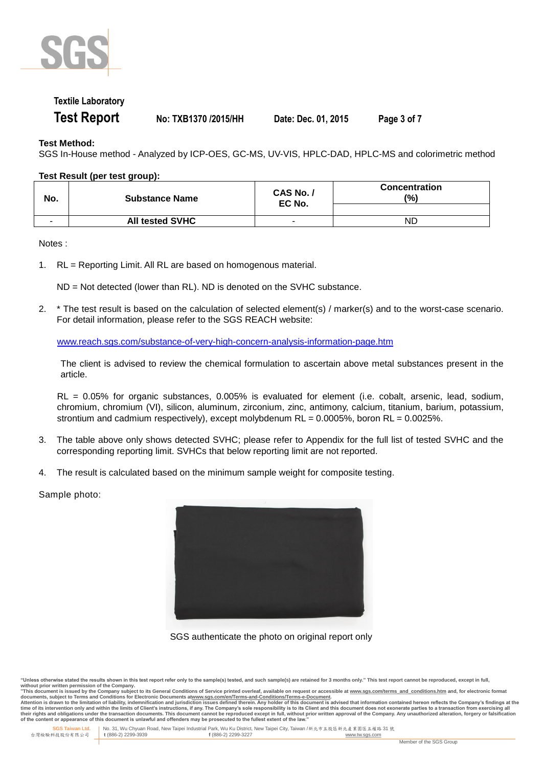Textile Laboratory

# Test Report

No: TXB1370 /2015/HH Date: Dec. 01, 2015

**Test Method:**

SGS In-House method - Analyzed by ICP-OES, GC-MS, UV-VIS, HPLC-DAD, HPLC-MS and colorimetric method

**Test Result (per test group):**

| No. | Substance Name | CAS No. / EC No. | Concentration (%) |
|---|---|---|---|
| - | **All tested SVHC** | - | ND |

Notes :

1. RL = Reporting Limit. All RL are based on homogenous material.

   ND = Not detected (lower than RL). ND is denoted on the SVHC substance.

2. * The test result is based on the calculation of selected element(s) / marker(s) and to the worst-case scenario. For detail information, please refer to the SGS REACH website:

   www.reach.sgs.com/substance-of-very-high-concern-analysis-information-page.htm

   The client is advised to review the chemical formulation to ascertain above metal substances present in the article.

   RL = 0.05% for organic substances, 0.005% is evaluated for element (i.e. cobalt, arsenic, lead, sodium, chromium, chromium (VI), silicon, aluminum, zirconium, zinc, antimony, calcium, titanium, barium, potassium, strontium and cadmium respectively), except molybdenum RL = 0.0005%, boron RL = 0.0025%.

3. The table above only shows detected SVHC; please refer to Appendix for the full list of tested SVHC and the corresponding reporting limit. SVHCs that below reporting limit are not reported.

4. The result is calculated based on the minimum sample weight for composite testing.

Sample photo:

SGS authenticate the photo on original report only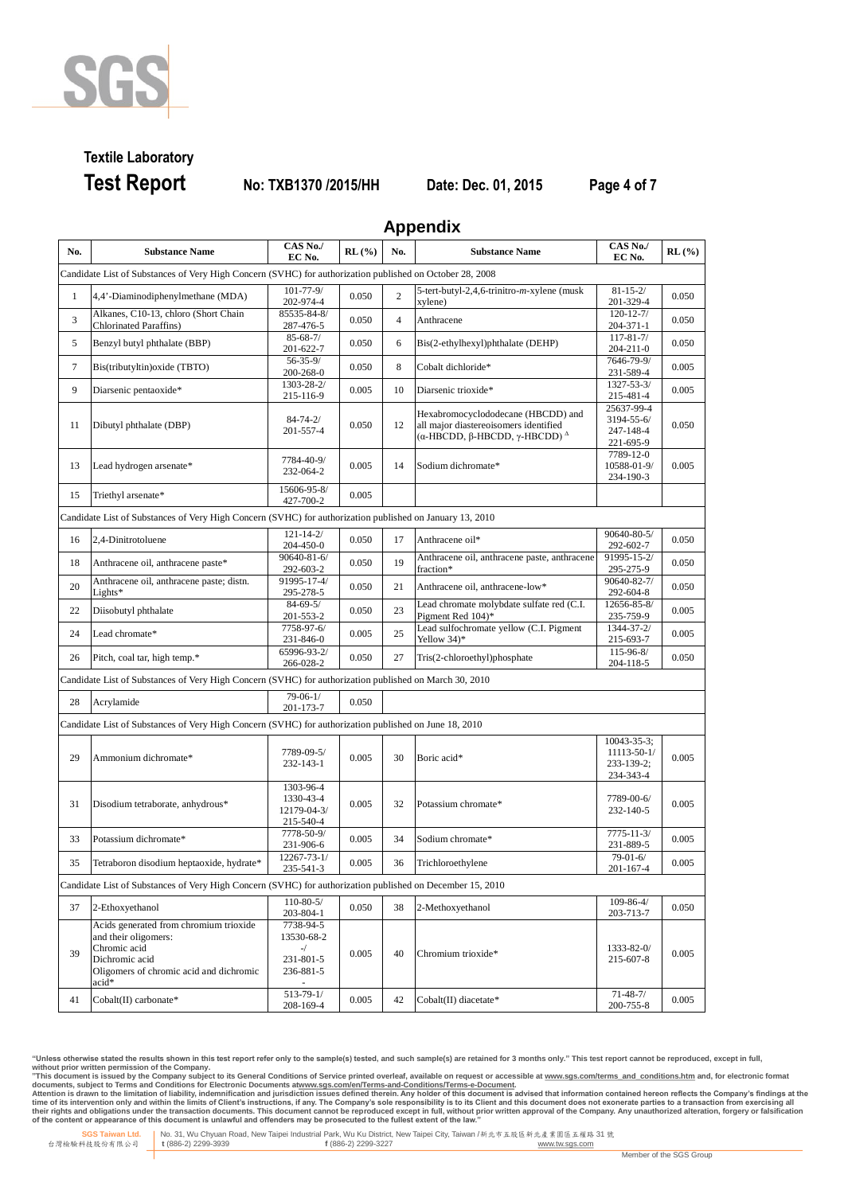## Appendix

| No. | Substance Name | CAS No./ EC No. | RL (%) | No. | Substance Name | CAS No./ EC No. | RL (%) |
|---|---|---|---|---|---|---|---|
| Candidate List of Substances of Very High Concern (SVHC) for authorization published on October 28, 2008 | | | | | | | |
| 1 | 4,4'-Diaminodiphenylmethane (MDA) | 101-77-9/ 202-974-4 | 0.050 | 2 | 5-tert-butyl-2,4,6-trinitro-*m*-xylene (musk xylene) | 81-15-2/ 201-329-4 | 0.050 |
| 3 | Alkanes, C10-13, chloro (Short Chain Chlorinated Paraffins) | 85535-84-8/ 287-476-5 | 0.050 | 4 | Anthracene | 120-12-7/ 204-371-1 | 0.050 |
| 5 | Benzyl butyl phthalate (BBP) | 85-68-7/ 201-622-7 | 0.050 | 6 | Bis(2-ethylhexyl)phthalate (DEHP) | 117-81-7/ 204-211-0 | 0.050 |
| 7 | Bis(tributyltin)oxide (TBTO) | 56-35-9/ 200-268-0 | 0.050 | 8 | Cobalt dichloride* | 7646-79-9/ 231-589-4 | 0.005 |
| 9 | Diarsenic pentaoxide* | 1303-28-2/ 215-116-9 | 0.005 | 10 | Diarsenic trioxide* | 1327-53-3/ 215-481-4 | 0.005 |
| 11 | Dibutyl phthalate (DBP) | 84-74-2/ 201-557-4 | 0.050 | 12 | Hexabromocyclododecane (HBCDD) and all major diastereoisomers identified (α-HBCDD, β-HBCDD, γ-HBCDD) [Δ] | 25637-99-4 3194-55-6/ 247-148-4 221-695-9 | 0.050 |
| 13 | Lead hydrogen arsenate* | 7784-40-9/ 232-064-2 | 0.005 | 14 | Sodium dichromate* | 7789-12-0 10588-01-9/ 234-190-3 | 0.005 |
| 15 | Triethyl arsenate* | 15606-95-8/ 427-700-2 | 0.005 | | | | |
| Candidate List of Substances of Very High Concern (SVHC) for authorization published on January 13, 2010 | | | | | | | |
| 16 | 2,4-Dinitrotoluene | 121-14-2/ 204-450-0 | 0.050 | 17 | Anthracene oil* | 90640-80-5/ 292-602-7 | 0.050 |
| 18 | Anthracene oil, anthracene paste* | 90640-81-6/ 292-603-2 | 0.050 | 19 | Anthracene oil, anthracene paste, anthracene fraction* | 91995-15-2/ 295-275-9 | 0.050 |
| 20 | Anthracene oil, anthracene paste; distn. Lights* | 91995-17-4/ 295-278-5 | 0.050 | 21 | Anthracene oil, anthracene-low* | 90640-82-7/ 292-604-8 | 0.050 |
| 22 | Diisobutyl phthalate | 84-69-5/ 201-553-2 | 0.050 | 23 | Lead chromate molybdate sulfate red (C.I. Pigment Red 104)* | 12656-85-8/ 235-759-9 | 0.005 |
| 24 | Lead chromate* | 7758-97-6/ 231-846-0 | 0.005 | 25 | Lead sulfochromate yellow (C.I. Pigment Yellow 34)* | 1344-37-2/ 215-693-7 | 0.005 |
| 26 | Pitch, coal tar, high temp.* | 65996-93-2/ 266-028-2 | 0.050 | 27 | Tris(2-chloroethyl)phosphate | 115-96-8/ 204-118-5 | 0.050 |
| Candidate List of Substances of Very High Concern (SVHC) for authorization published on March 30, 2010 | | | | | | | |
| 28 | Acrylamide | 79-06-1/ 201-173-7 | 0.050 | | | | |
| Candidate List of Substances of Very High Concern (SVHC) for authorization published on June 18, 2010 | | | | | | | |
| 29 | Ammonium dichromate* | 7789-09-5/ 232-143-1 | 0.005 | 30 | Boric acid* | 10043-35-3; 11113-50-1/ 233-139-2; 234-343-4 | 0.005 |
| 31 | Disodium tetraborate, anhydrous* | 1303-96-4 1330-43-4 12179-04-3/ 215-540-4 | 0.005 | 32 | Potassium chromate* | 7789-00-6/ 232-140-5 | 0.005 |
| 33 | Potassium dichromate* | 7778-50-9/ 231-906-6 | 0.005 | 34 | Sodium chromate* | 7775-11-3/ 231-889-5 | 0.005 |
| 35 | Tetraboron disodium heptaoxide, hydrate* | 12267-73-1/ 235-541-3 | 0.005 | 36 | Trichloroethylene | 79-01-6/ 201-167-4 | 0.005 |
| Candidate List of Substances of Very High Concern (SVHC) for authorization published on December 15, 2010 | | | | | | | |
| 37 | 2-Ethoxyethanol | 110-80-5/ 203-804-1 | 0.050 | 38 | 2-Methoxyethanol | 109-86-4/ 203-713-7 | 0.050 |
| 39 | Acids generated from chromium trioxide and their oligomers: Chromic acid Dichromic acid Oligomers of chromic acid and dichromic acid* | 7738-94-5 13530-68-2 -/ 231-801-5 236-881-5 - | 0.005 | 40 | Chromium trioxide* | 1333-82-0/ 215-607-8 | 0.005 |
| 41 | Cobalt(II) carbonate* | 513-79-1/ 208-169-4 | 0.005 | 42 | Cobalt(II) diacetate* | 71-48-7/ 200-755-8 | 0.005 |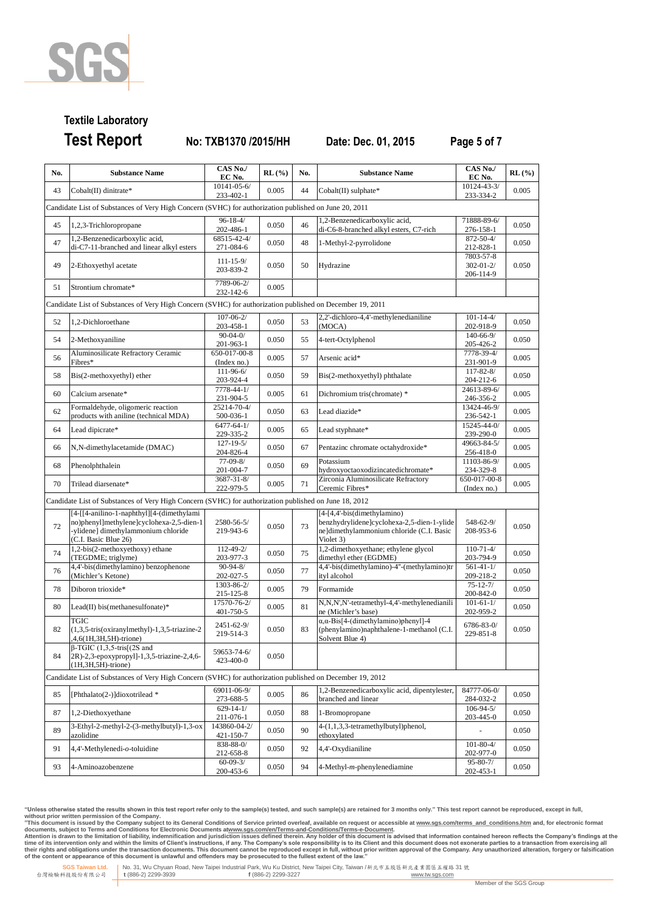**Textile Laboratory**

# Test Report

**No: TXB1370 /2015/HH** **Date: Dec. 01, 2015**

| No. | Substance Name | CAS No./ EC No. | RL (%) | No. | Substance Name | CAS No./ EC No. | RL (%) |
|---|---|---|---|---|---|---|---|
| 43 | Cobalt(II) dinitrate* | 10141-05-6/ 233-402-1 | 0.005 | 44 | Cobalt(II) sulphate* | 10124-43-3/ 233-334-2 | 0.005 |
| Candidate List of Substances of Very High Concern (SVHC) for authorization published on June 20, 2011 | | | | | | | |
| 45 | 1,2,3-Trichloropropane | 96-18-4/ 202-486-1 | 0.050 | 46 | 1,2-Benzenedicarboxylic acid, di-C6-8-branched alkyl esters, C7-rich | 71888-89-6/ 276-158-1 | 0.050 |
| 47 | 1,2-Benzenedicarboxylic acid, di-C7-11-branched and linear alkyl esters | 68515-42-4/ 271-084-6 | 0.050 | 48 | 1-Methyl-2-pyrrolidone | 872-50-4/ 212-828-1 | 0.050 |
| 49 | 2-Ethoxyethyl acetate | 111-15-9/ 203-839-2 | 0.050 | 50 | Hydrazine | 7803-57-8 302-01-2/ 206-114-9 | 0.050 |
| 51 | Strontium chromate* | 7789-06-2/ 232-142-6 | 0.005 | | | | |
| Candidate List of Substances of Very High Concern (SVHC) for authorization published on December 19, 2011 | | | | | | | |
| 52 | 1,2-Dichloroethane | 107-06-2/ 203-458-1 | 0.050 | 53 | 2,2'-dichloro-4,4'-methylenedianiline (MOCA) | 101-14-4/ 202-918-9 | 0.050 |
| 54 | 2-Methoxyaniline | 90-04-0/ 201-963-1 | 0.050 | 55 | 4-tert-Octylphenol | 140-66-9/ 205-426-2 | 0.050 |
| 56 | Aluminosilicate Refractory Ceramic Fibres* | 650-017-00-8 (Index no.) | 0.005 | 57 | Arsenic acid* | 7778-39-4/ 231-901-9 | 0.005 |
| 58 | Bis(2-methoxyethyl) ether | 111-96-6/ 203-924-4 | 0.050 | 59 | Bis(2-methoxyethyl) phthalate | 117-82-8/ 204-212-6 | 0.050 |
| 60 | Calcium arsenate* | 7778-44-1/ 231-904-5 | 0.005 | 61 | Dichromium tris(chromate) * | 24613-89-6/ 246-356-2 | 0.005 |
| 62 | Formaldehyde, oligomeric reaction products with aniline (technical MDA) | 25214-70-4/ 500-036-1 | 0.050 | 63 | Lead diazide* | 13424-46-9/ 236-542-1 | 0.005 |
| 64 | Lead dipicrate* | 6477-64-1/ 229-335-2 | 0.005 | 65 | Lead styphnate* | 15245-44-0/ 239-290-0 | 0.005 |
| 66 | N,N-dimethylacetamide (DMAC) | 127-19-5/ 204-826-4 | 0.050 | 67 | Pentazinc chromate octahydroxide* | 49663-84-5/ 256-418-0 | 0.005 |
| 68 | Phenolphthalein | 77-09-8/ 201-004-7 | 0.050 | 69 | Potassium hydroxyoctaoxodizincatedichromate* | 11103-86-9/ 234-329-8 | 0.005 |
| 70 | Trilead diarsenate* | 3687-31-8/ 222-979-5 | 0.005 | 71 | Zirconia Aluminosilicate Refractory Ceremic Fibres* | 650-017-00-8 (Index no.) | 0.005 |
| Candidate List of Substances of Very High Concern (SVHC) for authorization published on June 18, 2012 | | | | | | | |
| 72 | [4-[[4-anilino-1-naphthyl][4-(dimethylamino)phenyl]methylene]cyclohexa-2,5-dien-1-ylidene] dimethylammonium chloride (C.I. Basic Blue 26) | 2580-56-5/ 219-943-6 | 0.050 | 73 | [4-[4,4'-bis(dimethylamino) benzhydrylidene]cyclohexa-2,5-dien-1-ylidene]dimethylammonium chloride (C.I. Basic Violet 3) | 548-62-9/ 208-953-6 | 0.050 |
| 74 | 1,2-bis(2-methoxyethoxy) ethane (TEGDME; triglyme) | 112-49-2/ 203-977-3 | 0.050 | 75 | 1,2-dimethoxyethane; ethylene glycol dimethyl ether (EGDME) | 110-71-4/ 203-794-9 | 0.050 |
| 76 | 4,4'-bis(dimethylamino) benzophenone (Michler's Ketone) | 90-94-8/ 202-027-5 | 0.050 | 77 | 4,4'-bis(dimethylamino)-4''-(methylamino)trityl alcohol | 561-41-1/ 209-218-2 | 0.050 |
| 78 | Diboron trioxide* | 1303-86-2/ 215-125-8 | 0.005 | 79 | Formamide | 75-12-7/ 200-842-0 | 0.050 |
| 80 | Lead(II) bis(methanesulfonate)* | 17570-76-2/ 401-750-5 | 0.005 | 81 | N,N,N',N'-tetramethyl-4,4'-methylenedianiline (Michler's base) | 101-61-1/ 202-959-2 | 0.050 |
| 82 | TGIC (1,3,5-tris(oxiranylmethyl)-1,3,5-triazine-2,4,6(1H,3H,5H)-trione) | 2451-62-9/ 219-514-3 | 0.050 | 83 | α,α-Bis[4-(dimethylamino)phenyl]-4 (phenylamino)naphthalene-1-methanol (C.I. Solvent Blue 4) | 6786-83-0/ 229-851-8 | 0.050 |
| 84 | β-TGIC (1,3,5-tris[(2S and 2R)-2,3-epoxypropyl]-1,3,5-triazine-2,4,6-(1H,3H,5H)-trione) | 59653-74-6/ 423-400-0 | 0.050 | | | | |
| Candidate List of Substances of Very High Concern (SVHC) for authorization published on December 19, 2012 | | | | | | | |
| 85 | [Phthalato(2-)]dioxotrilead * | 69011-06-9/ 273-688-5 | 0.005 | 86 | 1,2-Benzenedicarboxylic acid, dipentylester, branched and linear | 84777-06-0/ 284-032-2 | 0.050 |
| 87 | 1,2-Diethoxyethane | 629-14-1/ 211-076-1 | 0.050 | 88 | 1-Bromopropane | 106-94-5/ 203-445-0 | 0.050 |
| 89 | 3-Ethyl-2-methyl-2-(3-methylbutyl)-1,3-oxazolidine | 143860-04-2/ 421-150-7 | 0.050 | 90 | 4-(1,1,3,3-tetramethylbutyl)phenol, ethoxylated | - | 0.050 |
| 91 | 4,4'-Methylenedi-*o*-toluidine | 838-88-0/ 212-658-8 | 0.050 | 92 | 4,4'-Oxydianiline | 101-80-4/ 202-977-0 | 0.050 |
| 93 | 4-Aminoazobenzene | 60-09-3/ 200-453-6 | 0.050 | 94 | 4-Methyl-*m*-phenylenediamine | 95-80-7/ 202-453-1 | 0.050 |

"Unless otherwise stated the results shown in this test report refer only to the sample(s) tested, and such sample(s) are retained for 3 months only." This test report cannot be reproduced, except in full, without prior written permission of the Company.
"This document is issued by the Company subject to its General Conditions of Service printed overleaf, available on request or accessible at www.sgs.com/terms_and_conditions.htm and, for electronic format documents, subject to Terms and Conditions for Electronic Documents at www.sgs.com/en/Terms-and-Conditions/Terms-e-Document. Attention is drawn to the limitation of liability, indemnification and jurisdiction issues defined therein. Any holder of this document is advised that information contained hereon reflects the Company's findings at the time of its intervention only and within the limits of Client's instructions, if any. The Company's sole responsibility is to its Client and this document does not exonerate parties to a transaction from exercising all their rights and obligations under the transaction documents. This document cannot be reproduced except in full, without prior written approval of the Company. Any unauthorized alteration, forgery or falsification of the content or appearance of this document is unlawful and offenders may be prosecuted to the fullest extent of the law."

SGS Taiwan Ltd. 台灣檢驗科技股份有限公司 | No. 31, Wu Chyuan Road, New Taipei Industrial Park, Wu Ku District, New Taipei City, Taiwan /新北市五股區新北產業園區五權路 31 號 t (886-2) 2299-3939 f (886-2) 2299-3227 www.tw.sgs.com

Member of the SGS Group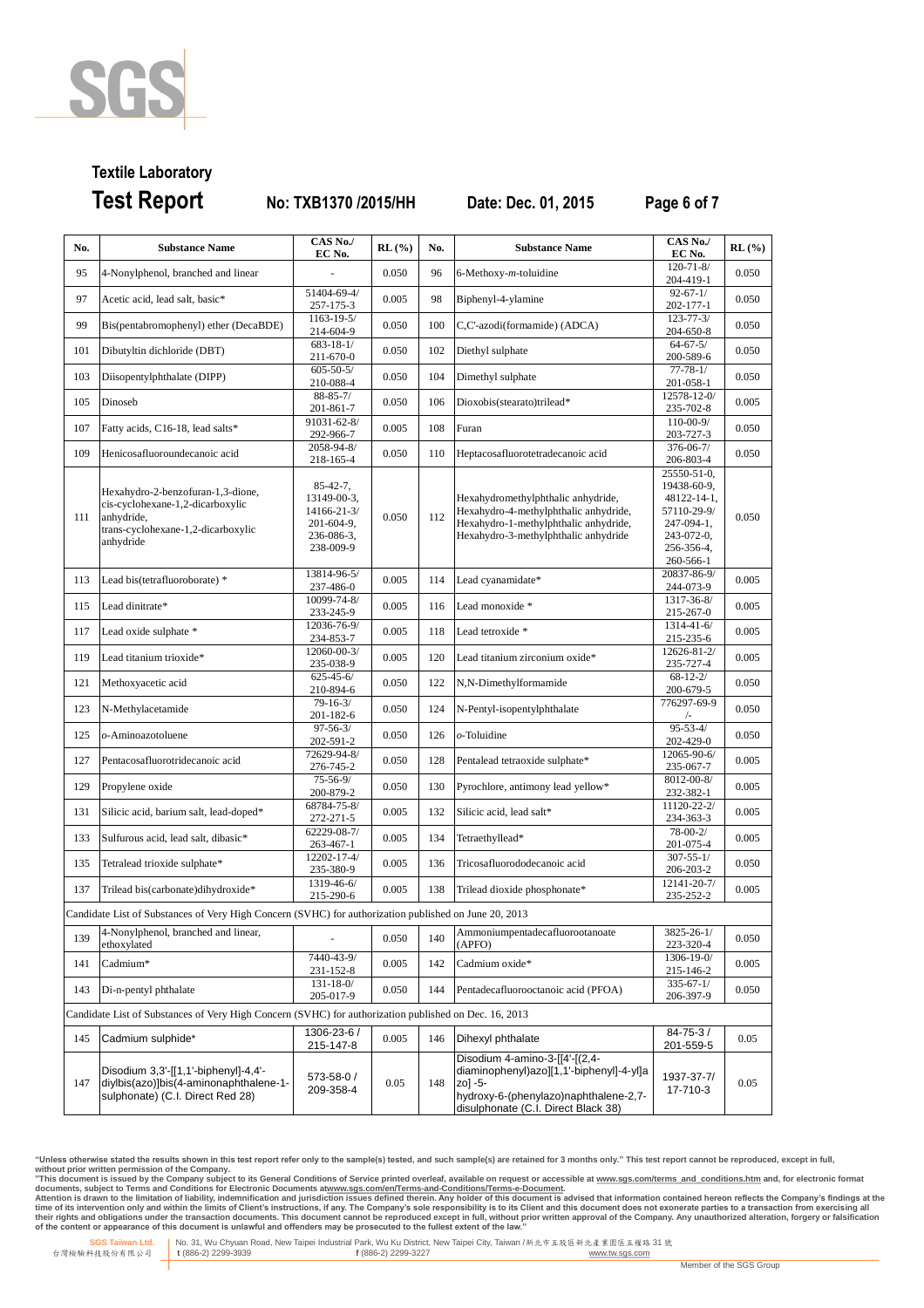**Textile Laboratory**

**Test Report** **No: TXB1370 /2015/HH** **Date: Dec. 01, 2015**

| No. | Substance Name | CAS No./ EC No. | RL (%) | No. | Substance Name | CAS No./ EC No. | RL (%) |
|---|---|---|---|---|---|---|---|
| 95 | 4-Nonylphenol, branched and linear | - | 0.050 | 96 | 6-Methoxy-*m*-toluidine | 120-71-8/ 204-419-1 | 0.050 |
| 97 | Acetic acid, lead salt, basic* | 51404-69-4/ 257-175-3 | 0.005 | 98 | Biphenyl-4-ylamine | 92-67-1/ 202-177-1 | 0.050 |
| 99 | Bis(pentabromophenyl) ether (DecaBDE) | 1163-19-5/ 214-604-9 | 0.050 | 100 | C,C'-azodi(formamide) (ADCA) | 123-77-3/ 204-650-8 | 0.050 |
| 101 | Dibutyltin dichloride (DBT) | 683-18-1/ 211-670-0 | 0.050 | 102 | Diethyl sulphate | 64-67-5/ 200-589-6 | 0.050 |
| 103 | Diisopentylphthalate (DIPP) | 605-50-5/ 210-088-4 | 0.050 | 104 | Dimethyl sulphate | 77-78-1/ 201-058-1 | 0.050 |
| 105 | Dinoseb | 88-85-7/ 201-861-7 | 0.050 | 106 | Dioxobis(stearato)trilead* | 12578-12-0/ 235-702-8 | 0.005 |
| 107 | Fatty acids, C16-18, lead salts* | 91031-62-8/ 292-966-7 | 0.005 | 108 | Furan | 110-00-9/ 203-727-3 | 0.050 |
| 109 | Henicosafluoroundecanoic acid | 2058-94-8/ 218-165-4 | 0.050 | 110 | Heptacosafluorotetradecanoic acid | 376-06-7/ 206-803-4 | 0.050 |
| 111 | Hexahydro-2-benzofuran-1,3-dione, cis-cyclohexane-1,2-dicarboxylic anhydride, trans-cyclohexane-1,2-dicarboxylic anhydride | 85-42-7, 13149-00-3, 14166-21-3/ 201-604-9, 236-086-3, 238-009-9 | 0.050 | 112 | Hexahydromethylphthalic anhydride, Hexahydro-4-methylphthalic anhydride, Hexahydro-1-methylphthalic anhydride, Hexahydro-3-methylphthalic anhydride | 25550-51-0, 19438-60-9, 48122-14-1, 57110-29-9/ 247-094-1, 243-072-0, 256-356-4, 260-566-1 | 0.050 |
| 113 | Lead bis(tetrafluoroborate) * | 13814-96-5/ 237-486-0 | 0.005 | 114 | Lead cyanamidate* | 20837-86-9/ 244-073-9 | 0.005 |
| 115 | Lead dinitrate* | 10099-74-8/ 233-245-9 | 0.005 | 116 | Lead monoxide * | 1317-36-8/ 215-267-0 | 0.005 |
| 117 | Lead oxide sulphate * | 12036-76-9/ 234-853-7 | 0.005 | 118 | Lead tetroxide * | 1314-41-6/ 215-235-6 | 0.005 |
| 119 | Lead titanium trioxide* | 12060-00-3/ 235-038-9 | 0.005 | 120 | Lead titanium zirconium oxide* | 12626-81-2/ 235-727-4 | 0.005 |
| 121 | Methoxyacetic acid | 625-45-6/ 210-894-6 | 0.050 | 122 | N,N-Dimethylformamide | 68-12-2/ 200-679-5 | 0.050 |
| 123 | N-Methylacetamide | 79-16-3/ 201-182-6 | 0.050 | 124 | N-Pentyl-isopentylphthalate | 776297-69-9 /- | 0.050 |
| 125 | *o*-Aminoazotoluene | 97-56-3/ 202-591-2 | 0.050 | 126 | *o*-Toluidine | 95-53-4/ 202-429-0 | 0.050 |
| 127 | Pentacosafluorotridecanoic acid | 72629-94-8/ 276-745-2 | 0.050 | 128 | Pentalead tetraoxide sulphate* | 12065-90-6/ 235-067-7 | 0.005 |
| 129 | Propylene oxide | 75-56-9/ 200-879-2 | 0.050 | 130 | Pyrochlore, antimony lead yellow* | 8012-00-8/ 232-382-1 | 0.005 |
| 131 | Silicic acid, barium salt, lead-doped* | 68784-75-8/ 272-271-5 | 0.005 | 132 | Silicic acid, lead salt* | 11120-22-2/ 234-363-3 | 0.005 |
| 133 | Sulfurous acid, lead salt, dibasic* | 62229-08-7/ 263-467-1 | 0.005 | 134 | Tetraethyllead* | 78-00-2/ 201-075-4 | 0.005 |
| 135 | Tetralead trioxide sulphate* | 12202-17-4/ 235-380-9 | 0.005 | 136 | Tricosafluorododecanoic acid | 307-55-1/ 206-203-2 | 0.050 |
| 137 | Trilead bis(carbonate)dihydroxide* | 1319-46-6/ 215-290-6 | 0.005 | 138 | Trilead dioxide phosphonate* | 12141-20-7/ 235-252-2 | 0.005 |
| Candidate List of Substances of Very High Concern (SVHC) for authorization published on June 20, 2013 | | | | | | | |
| 139 | 4-Nonylphenol, branched and linear, ethoxylated | - | 0.050 | 140 | Ammoniumpentadecafluorootanoate (APFO) | 3825-26-1/ 223-320-4 | 0.050 |
| 141 | Cadmium* | 7440-43-9/ 231-152-8 | 0.005 | 142 | Cadmium oxide* | 1306-19-0/ 215-146-2 | 0.005 |
| 143 | Di-n-pentyl phthalate | 131-18-0/ 205-017-9 | 0.050 | 144 | Pentadecafluorooctanoic acid (PFOA) | 335-67-1/ 206-397-9 | 0.050 |
| Candidate List of Substances of Very High Concern (SVHC) for authorization published on Dec. 16, 2013 | | | | | | | |
| 145 | Cadmium sulphide* | 1306-23-6 / 215-147-8 | 0.005 | 146 | Dihexyl phthalate | 84-75-3 / 201-559-5 | 0.05 |
| 147 | Disodium 3,3'-[[1,1'-biphenyl]-4,4'-diylbis(azo)]bis(4-aminonaphthalene-1-sulphonate) (C.I. Direct Red 28) | 573-58-0 / 209-358-4 | 0.05 | 148 | Disodium 4-amino-3-[[4'-[(2,4-diaminophenyl)azo][1,1'-biphenyl]-4-yl]azo] -5-hydroxy-6-(phenylazo)naphthalene-2,7-disulphonate (C.I. Direct Black 38) | 1937-37-7/ 17-710-3 | 0.05 |

"Unless otherwise stated the results shown in this test report refer only to the sample(s) tested, and such sample(s) are retained for 3 months only." This test report cannot be reproduced, except in full, without prior written permission of the Company.
"This document is issued by the Company subject to its General Conditions of Service printed overleaf, available on request or accessible at www.sgs.com/terms_and_conditions.htm and, for electronic format documents, subject to Terms and Conditions for Electronic Documents at www.sgs.com/en/Terms-and-Conditions/Terms-e-Document.
Attention is drawn to the limitation of liability, indemnification and jurisdiction issues defined therein. Any holder of this document is advised that information contained hereon reflects the Company's findings at the time of its intervention only and within the limits of Client's instructions, if any. The Company's sole responsibility is to its Client and this document does not exonerate parties to a transaction from exercising all their rights and obligations under the transaction documents. This document cannot be reproduced except in full, without prior written approval of the Company. Any unauthorized alteration, forgery or falsification of the content or appearance of this document is unlawful and offenders may be prosecuted to the fullest extent of the law."

SGS Taiwan Ltd. 台灣檢驗科技股份有限公司 | No. 31, Wu Chyuan Road, New Taipei Industrial Park, Wu Ku District, New Taipei City, Taiwan /新北市五股區新北產業園區五權路 31 號 | t (886-2) 2299-3939 | f (886-2) 2299-3227 | www.tw.sgs.com

Member of the SGS Group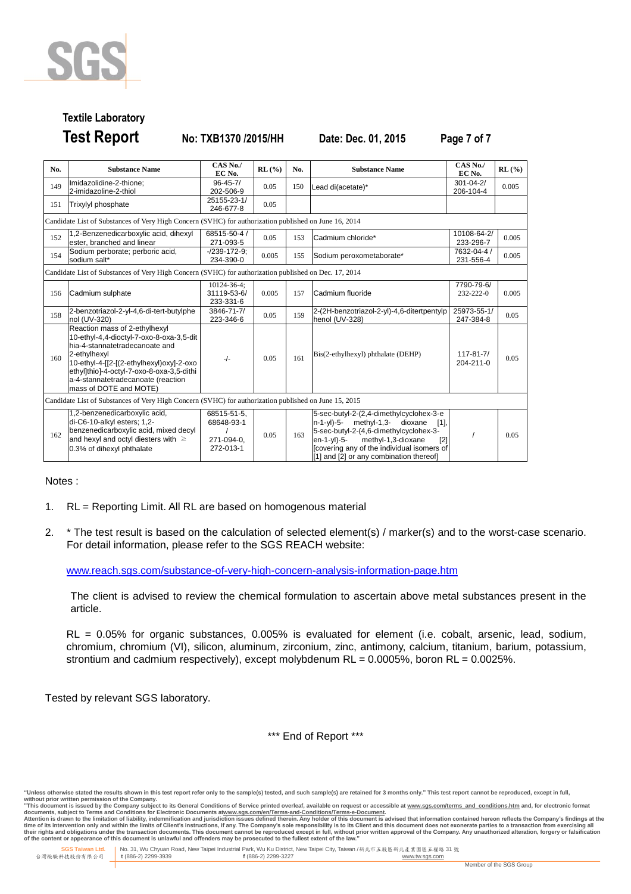**Textile Laboratory**

# Test Report

**No: TXB1370 /2015/HH** **Date: Dec. 01, 2015**

| No. | Substance Name | CAS No./ EC No. | RL (%) | No. | Substance Name | CAS No./ EC No. | RL (%) |
|---|---|---|---|---|---|---|---|
| 149 | Imidazolidine-2-thione; 2-imidazoline-2-thiol | 96-45-7/ 202-506-9 | 0.05 | 150 | Lead di(acetate)* | 301-04-2/ 206-104-4 | 0.005 |
| 151 | Trixylyl phosphate | 25155-23-1/ 246-677-8 | 0.05 | | | | |
| Candidate List of Substances of Very High Concern (SVHC) for authorization published on June 16, 2014 | | | | | | | |
| 152 | 1,2-Benzenedicarboxylic acid, dihexyl ester, branched and linear | 68515-50-4 / 271-093-5 | 0.05 | 153 | Cadmium chloride* | 10108-64-2/ 233-296-7 | 0.005 |
| 154 | Sodium perborate; perboric acid, sodium salt* | -/239-172-9; 234-390-0 | 0.005 | 155 | Sodium peroxometaborate* | 7632-04-4 / 231-556-4 | 0.005 |
| Candidate List of Substances of Very High Concern (SVHC) for authorization published on Dec. 17, 2014 | | | | | | | |
| 156 | Cadmium sulphate | 10124-36-4; 31119-53-6/ 233-331-6 | 0.005 | 157 | Cadmium fluoride | 7790-79-6/ 232-222-0 | 0.005 |
| 158 | 2-benzotriazol-2-yl-4,6-di-tert-butylphenol (UV-320) | 3846-71-7/ 223-346-6 | 0.05 | 159 | 2-(2H-benzotriazol-2-yl)-4,6-ditertpentylphenol (UV-328) | 25973-55-1/ 247-384-8 | 0.05 |
| 160 | Reaction mass of 2-ethylhexyl 10-ethyl-4,4-dioctyl-7-oxo-8-oxa-3,5-dithia-4-stannatetradecanoate and 2-ethylhexyl 10-ethyl-4-[[2-[(2-ethylhexyl)oxy]-2-oxoethyl]thio]-4-octyl-7-oxo-8-oxa-3,5-dithia-4-stannatetradecanoate (reaction mass of DOTE and MOTE) | -/- | 0.05 | 161 | Bis(2-ethylhexyl) phthalate (DEHP) | 117-81-7/ 204-211-0 | 0.05 |
| Candidate List of Substances of Very High Concern (SVHC) for authorization published on June 15, 2015 | | | | | | | |
| 162 | 1,2-benzenedicarboxylic acid, di-C6-10-alkyl esters; 1,2-benzenedicarboxylic acid, mixed decyl and hexyl and octyl diesters with ≥ 0.3% of dihexyl phthalate | 68515-51-5, 68648-93-1 / 271-094-0, 272-013-1 | 0.05 | 163 | 5-sec-butyl-2-(2,4-dimethylcyclohex-3-en-1-yl)-5- methyl-1,3- dioxane [1], 5-sec-butyl-2-(4,6-dimethylcyclohex-3-en-1-yl)-5- methyl-1,3-dioxane [2] [covering any of the individual isomers of [1] and [2] or any combination thereof] | / | 0.05 |

Notes :

1. RL = Reporting Limit. All RL are based on homogenous material

2. * The test result is based on the calculation of selected element(s) / marker(s) and to the worst-case scenario. For detail information, please refer to the SGS REACH website:

   www.reach.sgs.com/substance-of-very-high-concern-analysis-information-page.htm

   The client is advised to review the chemical formulation to ascertain above metal substances present in the article.

   RL = 0.05% for organic substances, 0.005% is evaluated for element (i.e. cobalt, arsenic, lead, sodium, chromium, chromium (VI), silicon, aluminum, zirconium, zinc, antimony, calcium, titanium, barium, potassium, strontium and cadmium respectively), except molybdenum RL = 0.0005%, boron RL = 0.0025%.

Tested by relevant SGS laboratory.

*** End of Report ***